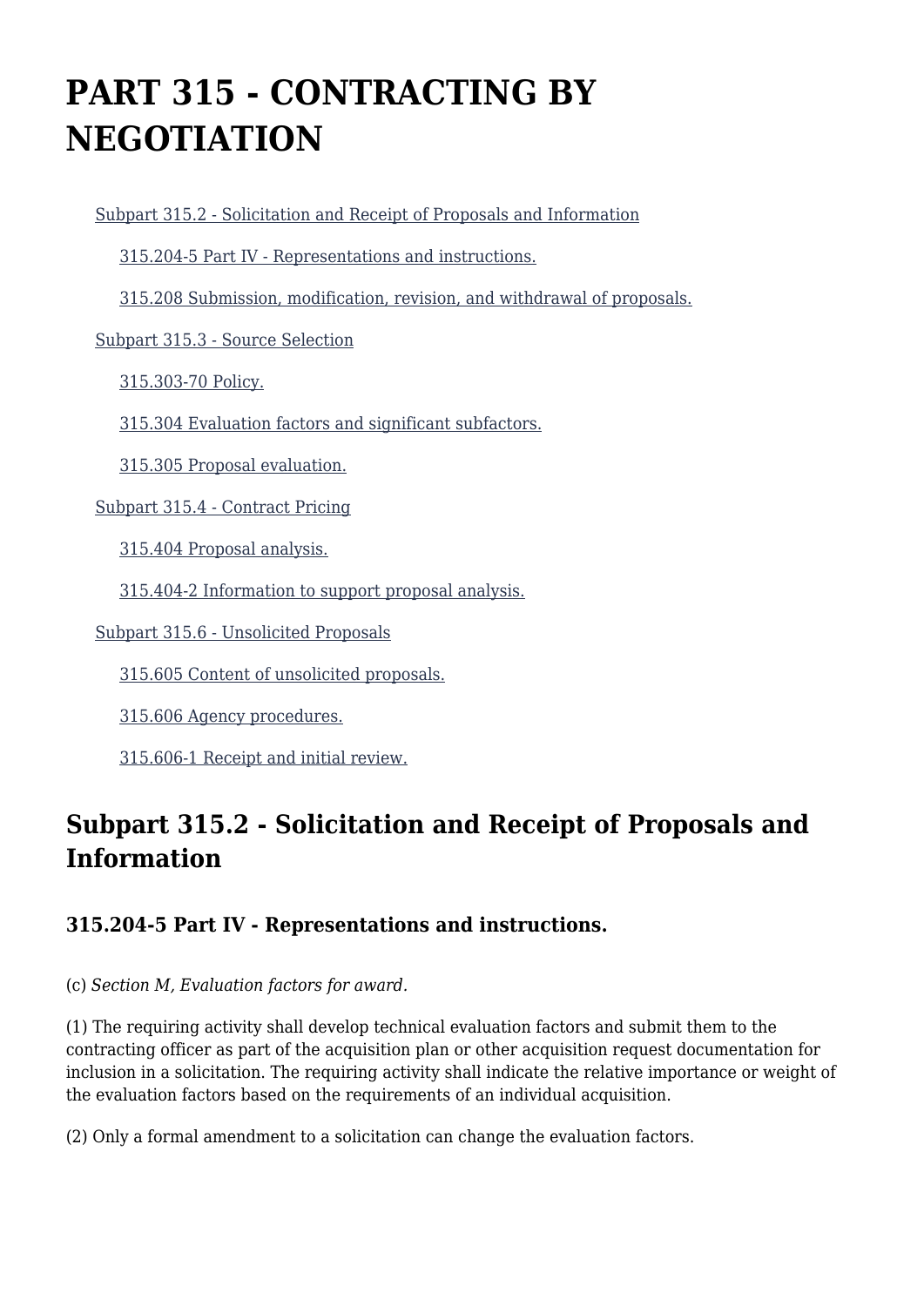# PART 315 - CONTRACTING BY NEGOTIATION

- [Subpart 315.2 - Solicitation and Receipt of Proposals and Information]()
  - [315.204-5 Part IV - Representations and instructions.]()
  - [315.208 Submission, modification, revision, and withdrawal of proposals.]()
- [Subpart 315.3 - Source Selection]()
  - [315.303-70 Policy.]()
  - [315.304 Evaluation factors and significant subfactors.]()
  - [315.305 Proposal evaluation.]()
- [Subpart 315.4 - Contract Pricing]()
  - [315.404 Proposal analysis.]()
  - [315.404-2 Information to support proposal analysis.]()
- [Subpart 315.6 - Unsolicited Proposals]()
  - [315.605 Content of unsolicited proposals.]()
  - [315.606 Agency procedures.]()
  - [315.606-1 Receipt and initial review.]()

## Subpart 315.2 - Solicitation and Receipt of Proposals and Information

### 315.204-5 Part IV - Representations and instructions.

(c) *Section M, Evaluation factors for award.*

(1) The requiring activity shall develop technical evaluation factors and submit them to the contracting officer as part of the acquisition plan or other acquisition request documentation for inclusion in a solicitation. The requiring activity shall indicate the relative importance or weight of the evaluation factors based on the requirements of an individual acquisition.

(2) Only a formal amendment to a solicitation can change the evaluation factors.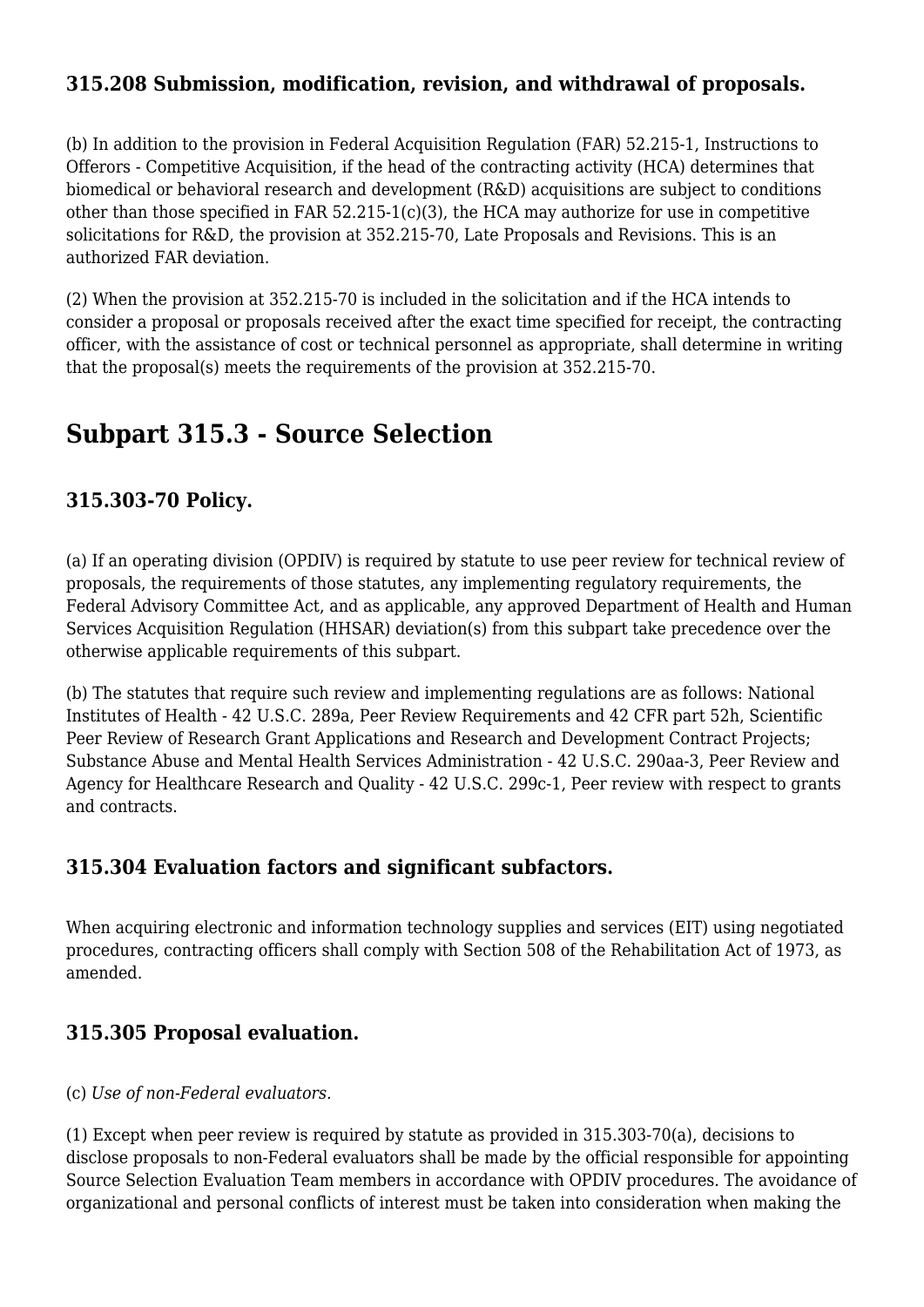### 315.208 Submission, modification, revision, and withdrawal of proposals.

(b) In addition to the provision in Federal Acquisition Regulation (FAR) 52.215-1, Instructions to Offerors - Competitive Acquisition, if the head of the contracting activity (HCA) determines that biomedical or behavioral research and development (R&D) acquisitions are subject to conditions other than those specified in FAR 52.215-1(c)(3), the HCA may authorize for use in competitive solicitations for R&D, the provision at 352.215-70, Late Proposals and Revisions. This is an authorized FAR deviation.

(2) When the provision at 352.215-70 is included in the solicitation and if the HCA intends to consider a proposal or proposals received after the exact time specified for receipt, the contracting officer, with the assistance of cost or technical personnel as appropriate, shall determine in writing that the proposal(s) meets the requirements of the provision at 352.215-70.

## Subpart 315.3 - Source Selection

### 315.303-70 Policy.

(a) If an operating division (OPDIV) is required by statute to use peer review for technical review of proposals, the requirements of those statutes, any implementing regulatory requirements, the Federal Advisory Committee Act, and as applicable, any approved Department of Health and Human Services Acquisition Regulation (HHSAR) deviation(s) from this subpart take precedence over the otherwise applicable requirements of this subpart.

(b) The statutes that require such review and implementing regulations are as follows: National Institutes of Health - 42 U.S.C. 289a, Peer Review Requirements and 42 CFR part 52h, Scientific Peer Review of Research Grant Applications and Research and Development Contract Projects; Substance Abuse and Mental Health Services Administration - 42 U.S.C. 290aa-3, Peer Review and Agency for Healthcare Research and Quality - 42 U.S.C. 299c-1, Peer review with respect to grants and contracts.

### 315.304 Evaluation factors and significant subfactors.

When acquiring electronic and information technology supplies and services (EIT) using negotiated procedures, contracting officers shall comply with Section 508 of the Rehabilitation Act of 1973, as amended.

### 315.305 Proposal evaluation.

(c) *Use of non-Federal evaluators.*

(1) Except when peer review is required by statute as provided in 315.303-70(a), decisions to disclose proposals to non-Federal evaluators shall be made by the official responsible for appointing Source Selection Evaluation Team members in accordance with OPDIV procedures. The avoidance of organizational and personal conflicts of interest must be taken into consideration when making the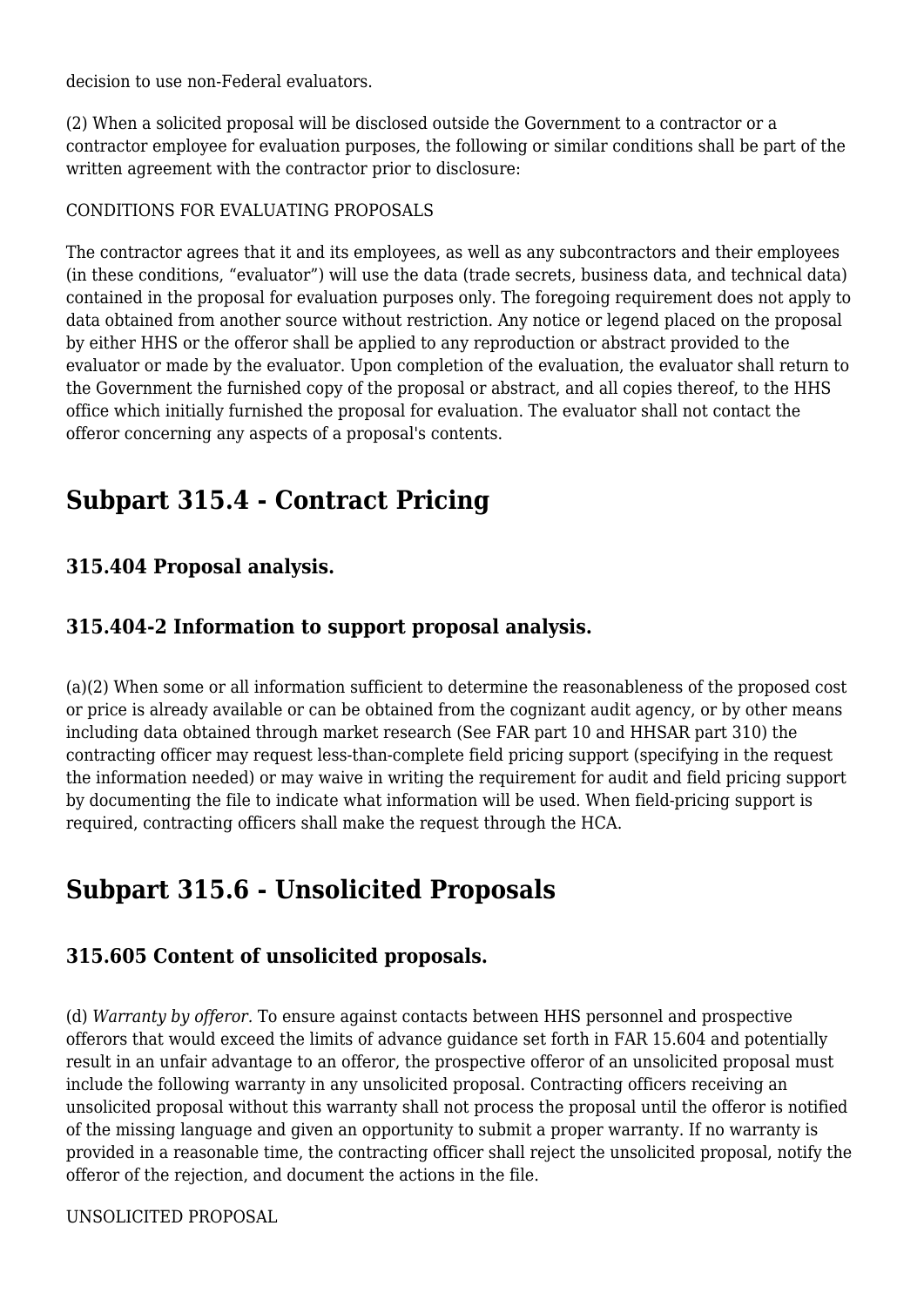decision to use non-Federal evaluators.

(2) When a solicited proposal will be disclosed outside the Government to a contractor or a contractor employee for evaluation purposes, the following or similar conditions shall be part of the written agreement with the contractor prior to disclosure:

CONDITIONS FOR EVALUATING PROPOSALS

The contractor agrees that it and its employees, as well as any subcontractors and their employees (in these conditions, "evaluator") will use the data (trade secrets, business data, and technical data) contained in the proposal for evaluation purposes only. The foregoing requirement does not apply to data obtained from another source without restriction. Any notice or legend placed on the proposal by either HHS or the offeror shall be applied to any reproduction or abstract provided to the evaluator or made by the evaluator. Upon completion of the evaluation, the evaluator shall return to the Government the furnished copy of the proposal or abstract, and all copies thereof, to the HHS office which initially furnished the proposal for evaluation. The evaluator shall not contact the offeror concerning any aspects of a proposal's contents.

## Subpart 315.4 - Contract Pricing

### 315.404 Proposal analysis.

### 315.404-2 Information to support proposal analysis.

(a)(2) When some or all information sufficient to determine the reasonableness of the proposed cost or price is already available or can be obtained from the cognizant audit agency, or by other means including data obtained through market research (See FAR part 10 and HHSAR part 310) the contracting officer may request less-than-complete field pricing support (specifying in the request the information needed) or may waive in writing the requirement for audit and field pricing support by documenting the file to indicate what information will be used. When field-pricing support is required, contracting officers shall make the request through the HCA.

## Subpart 315.6 - Unsolicited Proposals

### 315.605 Content of unsolicited proposals.

(d) *Warranty by offeror.* To ensure against contacts between HHS personnel and prospective offerors that would exceed the limits of advance guidance set forth in FAR 15.604 and potentially result in an unfair advantage to an offeror, the prospective offeror of an unsolicited proposal must include the following warranty in any unsolicited proposal. Contracting officers receiving an unsolicited proposal without this warranty shall not process the proposal until the offeror is notified of the missing language and given an opportunity to submit a proper warranty. If no warranty is provided in a reasonable time, the contracting officer shall reject the unsolicited proposal, notify the offeror of the rejection, and document the actions in the file.

UNSOLICITED PROPOSAL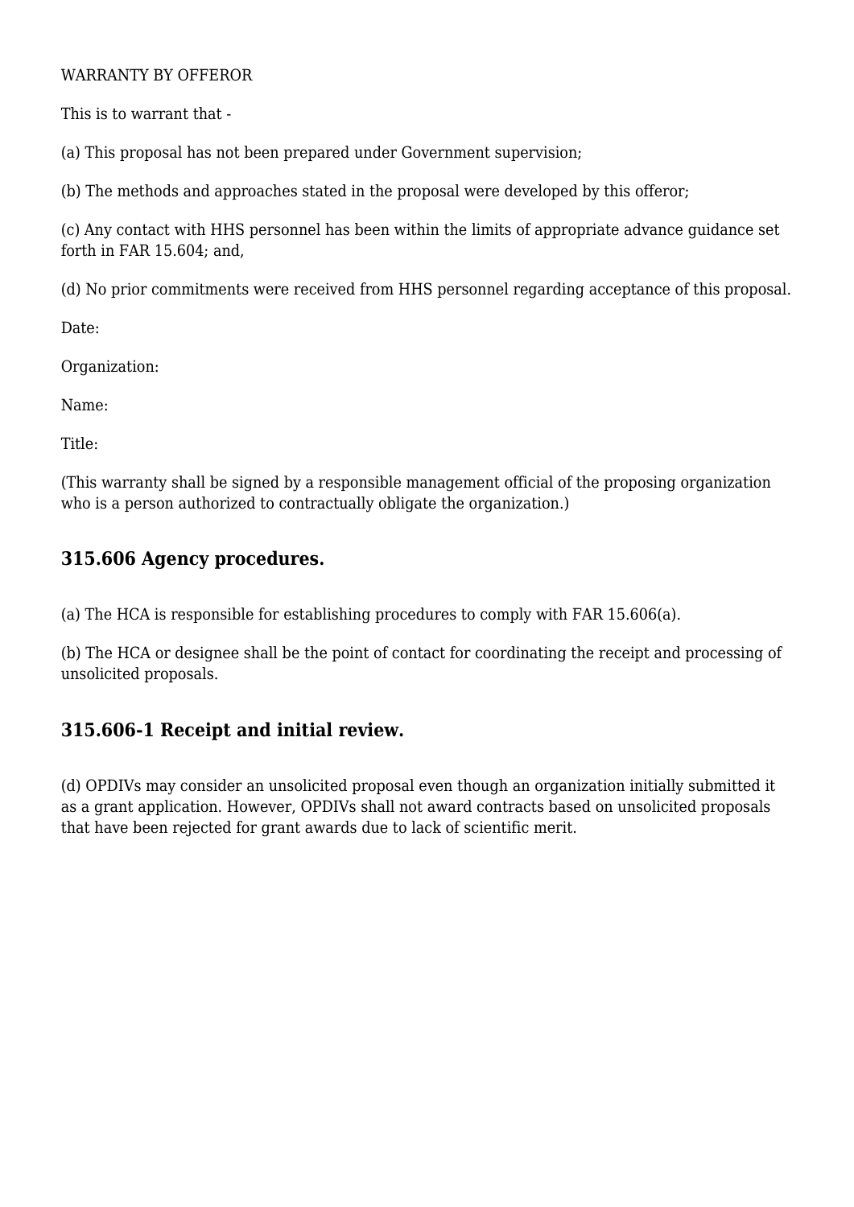WARRANTY BY OFFEROR

This is to warrant that -

(a) This proposal has not been prepared under Government supervision;

(b) The methods and approaches stated in the proposal were developed by this offeror;

(c) Any contact with HHS personnel has been within the limits of appropriate advance guidance set forth in FAR 15.604; and,

(d) No prior commitments were received from HHS personnel regarding acceptance of this proposal.

Date:

Organization:

Name:

Title:

(This warranty shall be signed by a responsible management official of the proposing organization who is a person authorized to contractually obligate the organization.)

## 315.606 Agency procedures.

(a) The HCA is responsible for establishing procedures to comply with FAR 15.606(a).

(b) The HCA or designee shall be the point of contact for coordinating the receipt and processing of unsolicited proposals.

## 315.606-1 Receipt and initial review.

(d) OPDIVs may consider an unsolicited proposal even though an organization initially submitted it as a grant application. However, OPDIVs shall not award contracts based on unsolicited proposals that have been rejected for grant awards due to lack of scientific merit.